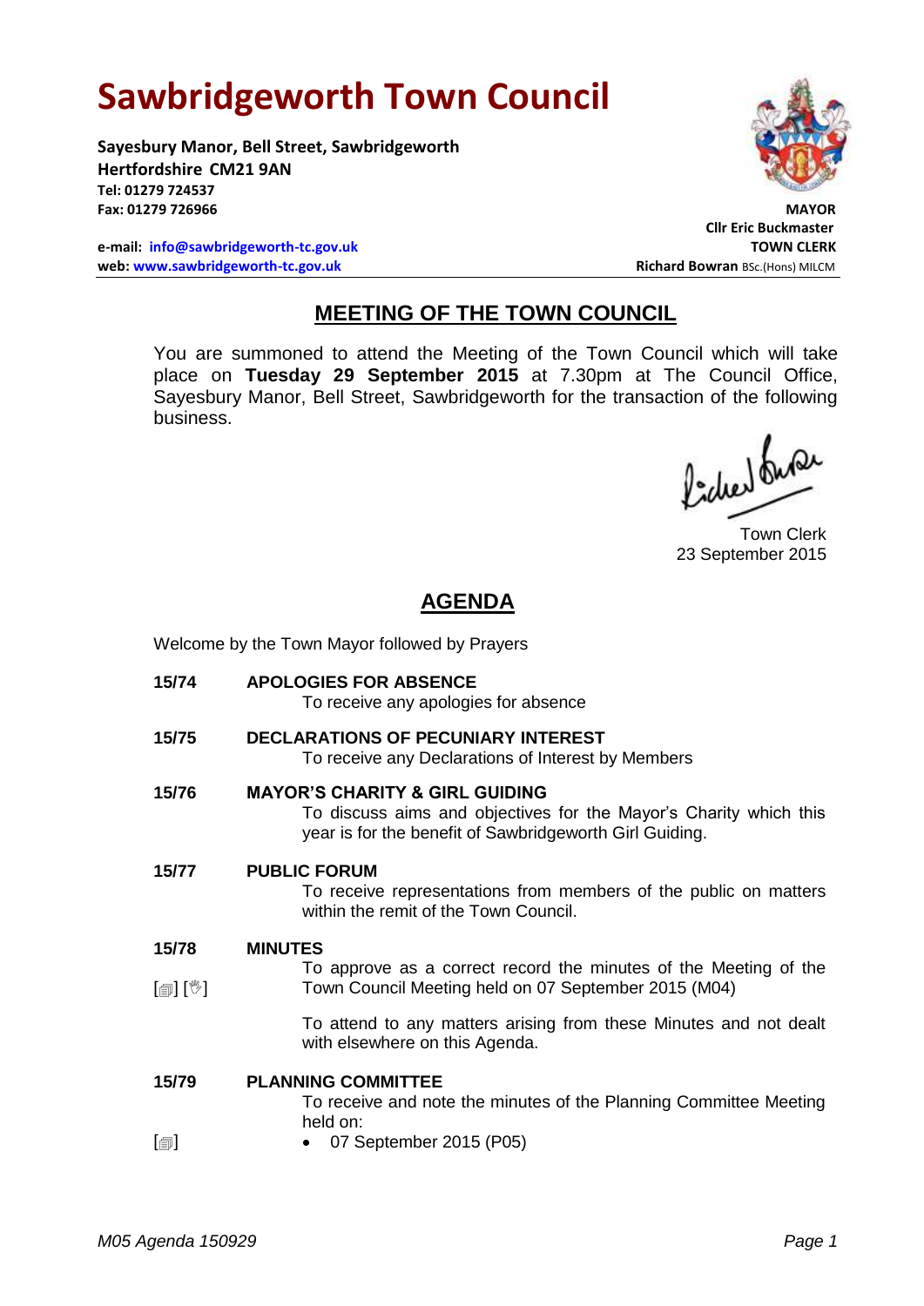# Sawbridgeworth Town Council

**Sayesbury Manor, Bell Street, Sawbridgeworth**
**Hertfordshire CM21 9AN**
**Tel: 01279 724537**
**Fax: 01279 726966**

**e-mail: info@sawbridgeworth-tc.gov.uk**
**web: www.sawbridgeworth-tc.gov.uk**

**MAYOR**
**Cllr Eric Buckmaster**
**TOWN CLERK**
**Richard Bowran** BSc.(Hons) MILCM

## MEETING OF THE TOWN COUNCIL

You are summoned to attend the Meeting of the Town Council which will take place on **Tuesday 29 September 2015** at 7.30pm at The Council Office, Sayesbury Manor, Bell Street, Sawbridgeworth for the transaction of the following business.

Town Clerk
23 September 2015

## AGENDA

Welcome by the Town Mayor followed by Prayers

**15/74 APOLOGIES FOR ABSENCE**
To receive any apologies for absence

**15/75 DECLARATIONS OF PECUNIARY INTEREST**
To receive any Declarations of Interest by Members

**15/76 MAYOR'S CHARITY & GIRL GUIDING**
To discuss aims and objectives for the Mayor's Charity which this year is for the benefit of Sawbridgeworth Girl Guiding.

**15/77 PUBLIC FORUM**
To receive representations from members of the public on matters within the remit of the Town Council.

**15/78 MINUTES**
[📄] [✋] To approve as a correct record the minutes of the Meeting of the Town Council Meeting held on 07 September 2015 (M04)

To attend to any matters arising from these Minutes and not dealt with elsewhere on this Agenda.

**15/79 PLANNING COMMITTEE**
To receive and note the minutes of the Planning Committee Meeting held on:

[📄]
- 07 September 2015 (P05)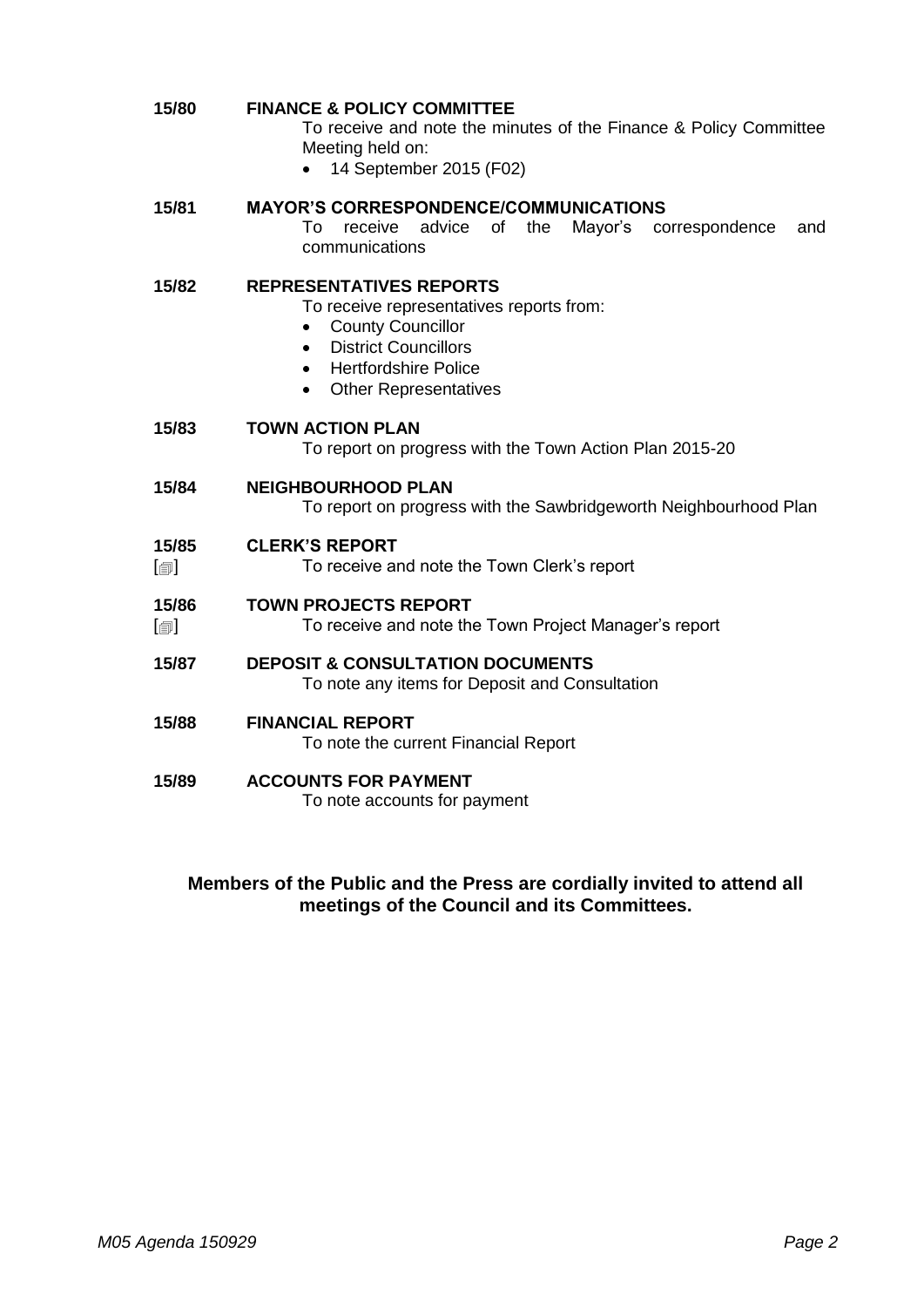**15/80 FINANCE & POLICY COMMITTEE**

To receive and note the minutes of the Finance & Policy Committee Meeting held on:

- 14 September 2015 (F02)

**15/81 MAYOR'S CORRESPONDENCE/COMMUNICATIONS**

To receive advice of the Mayor's correspondence and communications

**15/82 REPRESENTATIVES REPORTS**

To receive representatives reports from:

- County Councillor
- District Councillors
- Hertfordshire Police
- Other Representatives

**15/83 TOWN ACTION PLAN**

To report on progress with the Town Action Plan 2015-20

**15/84 NEIGHBOURHOOD PLAN**

To report on progress with the Sawbridgeworth Neighbourhood Plan

**15/85 CLERK'S REPORT**

[🗐] To receive and note the Town Clerk's report

**15/86 TOWN PROJECTS REPORT**

[🗐] To receive and note the Town Project Manager's report

**15/87 DEPOSIT & CONSULTATION DOCUMENTS**

To note any items for Deposit and Consultation

**15/88 FINANCIAL REPORT**

To note the current Financial Report

**15/89 ACCOUNTS FOR PAYMENT**

To note accounts for payment

**Members of the Public and the Press are cordially invited to attend all meetings of the Council and its Committees.**